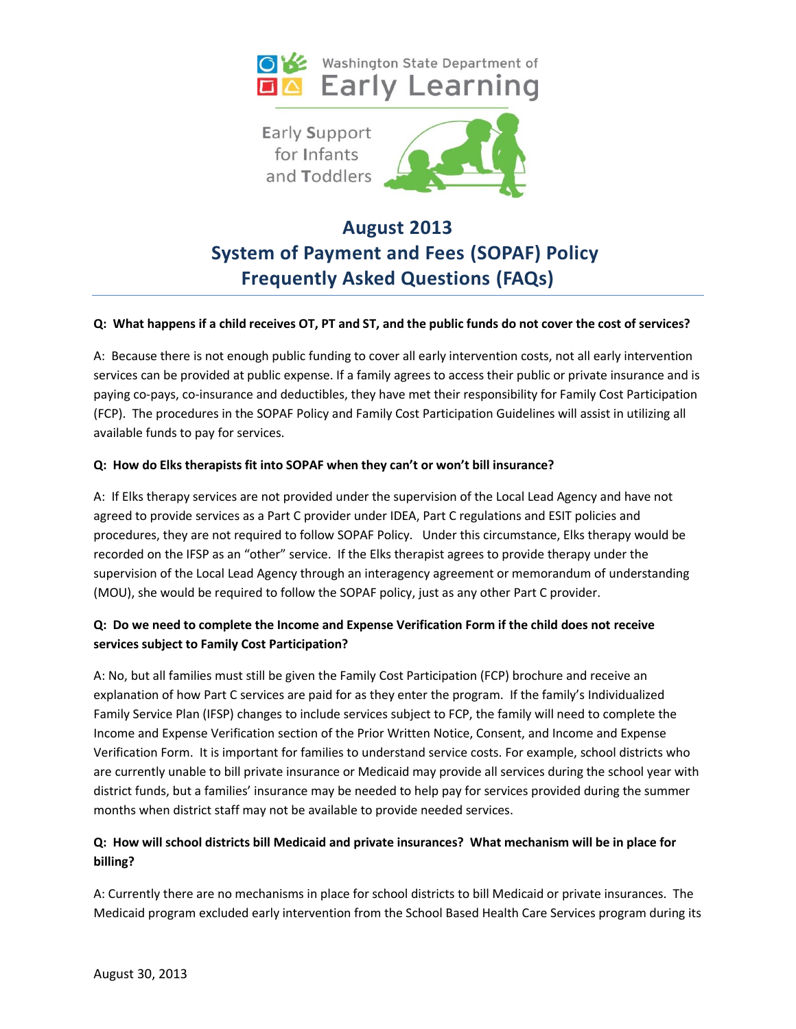Washington State Department of Early Learning

Early Support for Infants and Toddlers

# August 2013
# System of Payment and Fees (SOPAF) Policy
# Frequently Asked Questions (FAQs)

**Q: What happens if a child receives OT, PT and ST, and the public funds do not cover the cost of services?**

A: Because there is not enough public funding to cover all early intervention costs, not all early intervention services can be provided at public expense. If a family agrees to access their public or private insurance and is paying co-pays, co-insurance and deductibles, they have met their responsibility for Family Cost Participation (FCP). The procedures in the SOPAF Policy and Family Cost Participation Guidelines will assist in utilizing all available funds to pay for services.

**Q: How do Elks therapists fit into SOPAF when they can't or won't bill insurance?**

A: If Elks therapy services are not provided under the supervision of the Local Lead Agency and have not agreed to provide services as a Part C provider under IDEA, Part C regulations and ESIT policies and procedures, they are not required to follow SOPAF Policy. Under this circumstance, Elks therapy would be recorded on the IFSP as an "other" service. If the Elks therapist agrees to provide therapy under the supervision of the Local Lead Agency through an interagency agreement or memorandum of understanding (MOU), she would be required to follow the SOPAF policy, just as any other Part C provider.

**Q: Do we need to complete the Income and Expense Verification Form if the child does not receive services subject to Family Cost Participation?**

A: No, but all families must still be given the Family Cost Participation (FCP) brochure and receive an explanation of how Part C services are paid for as they enter the program. If the family's Individualized Family Service Plan (IFSP) changes to include services subject to FCP, the family will need to complete the Income and Expense Verification section of the Prior Written Notice, Consent, and Income and Expense Verification Form. It is important for families to understand service costs. For example, school districts who are currently unable to bill private insurance or Medicaid may provide all services during the school year with district funds, but a families' insurance may be needed to help pay for services provided during the summer months when district staff may not be available to provide needed services.

**Q: How will school districts bill Medicaid and private insurances? What mechanism will be in place for billing?**

A: Currently there are no mechanisms in place for school districts to bill Medicaid or private insurances. The Medicaid program excluded early intervention from the School Based Health Care Services program during its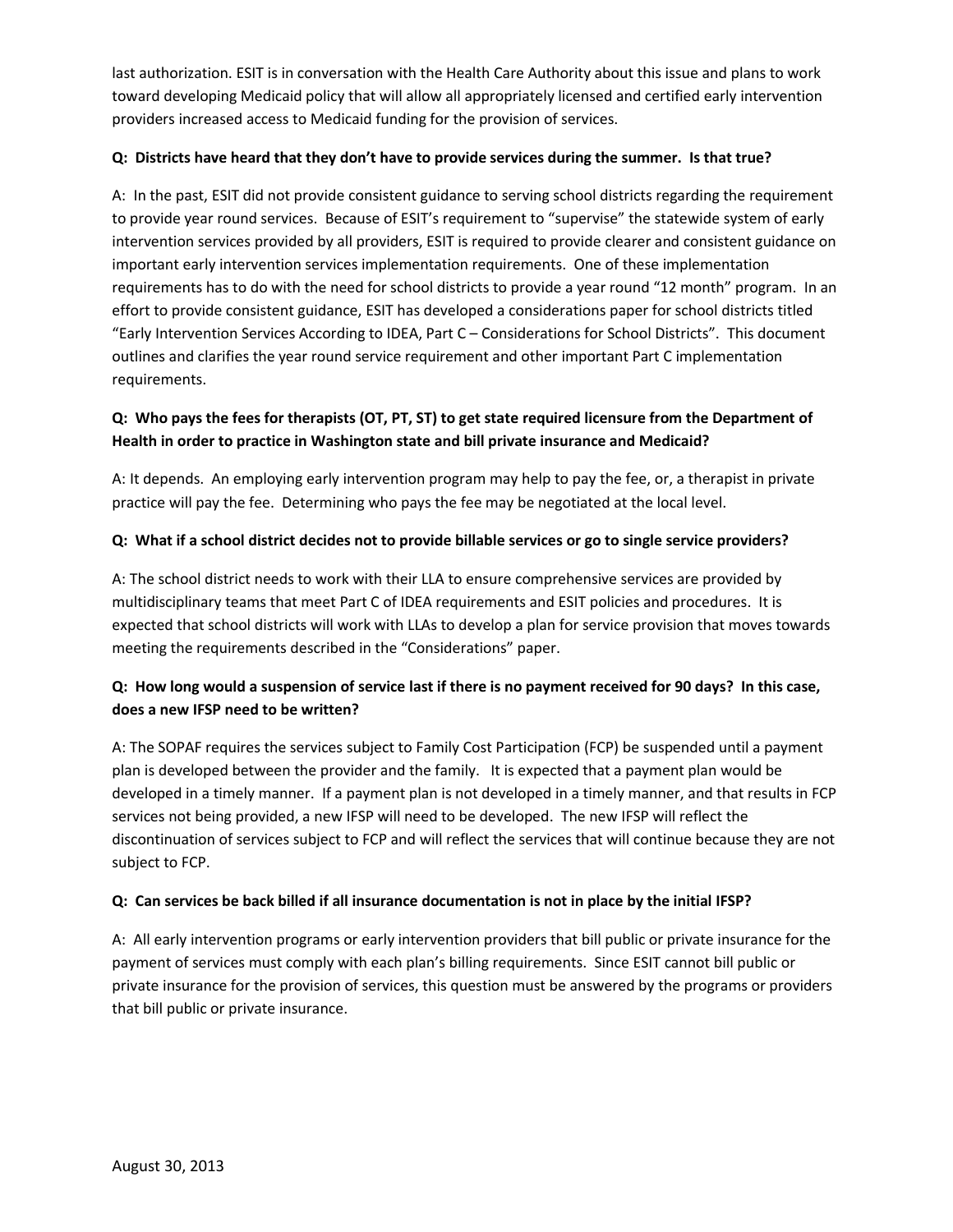last authorization. ESIT is in conversation with the Health Care Authority about this issue and plans to work toward developing Medicaid policy that will allow all appropriately licensed and certified early intervention providers increased access to Medicaid funding for the provision of services.

**Q: Districts have heard that they don't have to provide services during the summer. Is that true?**

A: In the past, ESIT did not provide consistent guidance to serving school districts regarding the requirement to provide year round services. Because of ESIT's requirement to "supervise" the statewide system of early intervention services provided by all providers, ESIT is required to provide clearer and consistent guidance on important early intervention services implementation requirements. One of these implementation requirements has to do with the need for school districts to provide a year round "12 month" program. In an effort to provide consistent guidance, ESIT has developed a considerations paper for school districts titled "Early Intervention Services According to IDEA, Part C – Considerations for School Districts". This document outlines and clarifies the year round service requirement and other important Part C implementation requirements.

**Q: Who pays the fees for therapists (OT, PT, ST) to get state required licensure from the Department of Health in order to practice in Washington state and bill private insurance and Medicaid?**

A: It depends. An employing early intervention program may help to pay the fee, or, a therapist in private practice will pay the fee. Determining who pays the fee may be negotiated at the local level.

**Q: What if a school district decides not to provide billable services or go to single service providers?**

A: The school district needs to work with their LLA to ensure comprehensive services are provided by multidisciplinary teams that meet Part C of IDEA requirements and ESIT policies and procedures. It is expected that school districts will work with LLAs to develop a plan for service provision that moves towards meeting the requirements described in the "Considerations" paper.

**Q: How long would a suspension of service last if there is no payment received for 90 days? In this case, does a new IFSP need to be written?**

A: The SOPAF requires the services subject to Family Cost Participation (FCP) be suspended until a payment plan is developed between the provider and the family. It is expected that a payment plan would be developed in a timely manner. If a payment plan is not developed in a timely manner, and that results in FCP services not being provided, a new IFSP will need to be developed. The new IFSP will reflect the discontinuation of services subject to FCP and will reflect the services that will continue because they are not subject to FCP.

**Q: Can services be back billed if all insurance documentation is not in place by the initial IFSP?**

A: All early intervention programs or early intervention providers that bill public or private insurance for the payment of services must comply with each plan's billing requirements. Since ESIT cannot bill public or private insurance for the provision of services, this question must be answered by the programs or providers that bill public or private insurance.

August 30, 2013